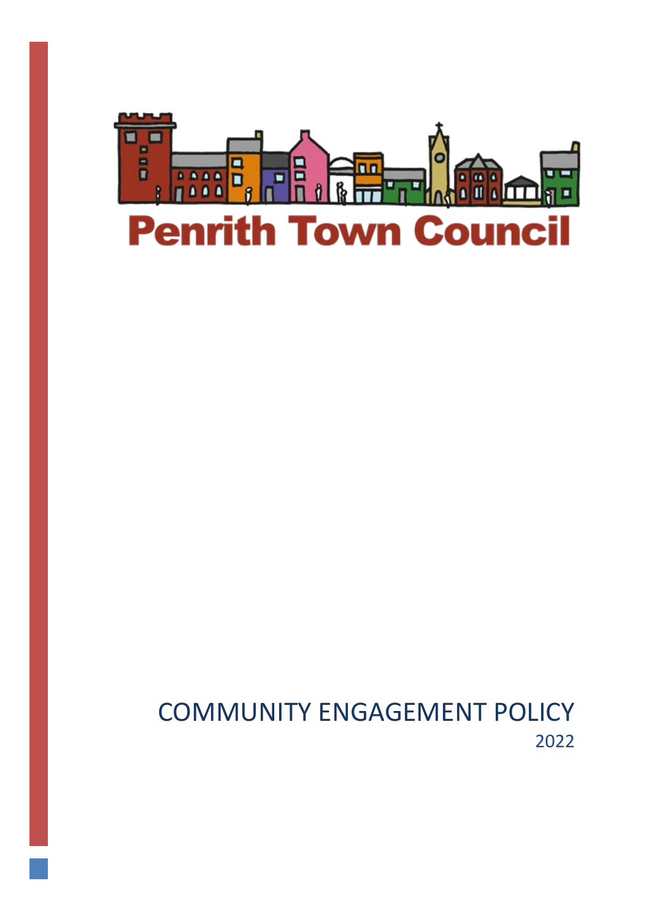Penrith Town Council

# COMMUNITY ENGAGEMENT POLICY

2022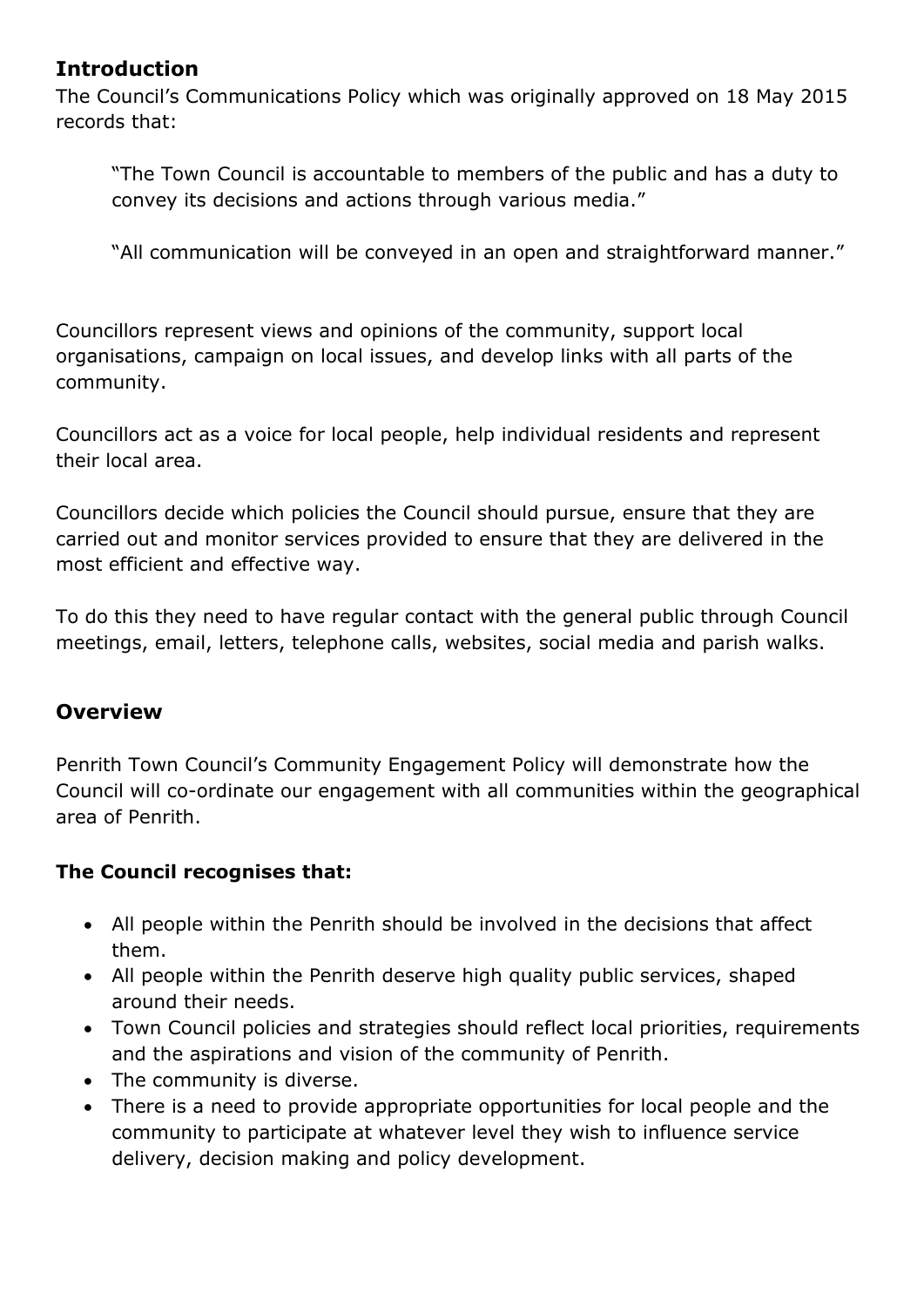## Introduction

The Council's Communications Policy which was originally approved on 18 May 2015 records that:

> "The Town Council is accountable to members of the public and has a duty to convey its decisions and actions through various media."
>
> "All communication will be conveyed in an open and straightforward manner."

Councillors represent views and opinions of the community, support local organisations, campaign on local issues, and develop links with all parts of the community.

Councillors act as a voice for local people, help individual residents and represent their local area.

Councillors decide which policies the Council should pursue, ensure that they are carried out and monitor services provided to ensure that they are delivered in the most efficient and effective way.

To do this they need to have regular contact with the general public through Council meetings, email, letters, telephone calls, websites, social media and parish walks.

## Overview

Penrith Town Council's Community Engagement Policy will demonstrate how the Council will co-ordinate our engagement with all communities within the geographical area of Penrith.

**The Council recognises that:**

- All people within the Penrith should be involved in the decisions that affect them.
- All people within the Penrith deserve high quality public services, shaped around their needs.
- Town Council policies and strategies should reflect local priorities, requirements and the aspirations and vision of the community of Penrith.
- The community is diverse.
- There is a need to provide appropriate opportunities for local people and the community to participate at whatever level they wish to influence service delivery, decision making and policy development.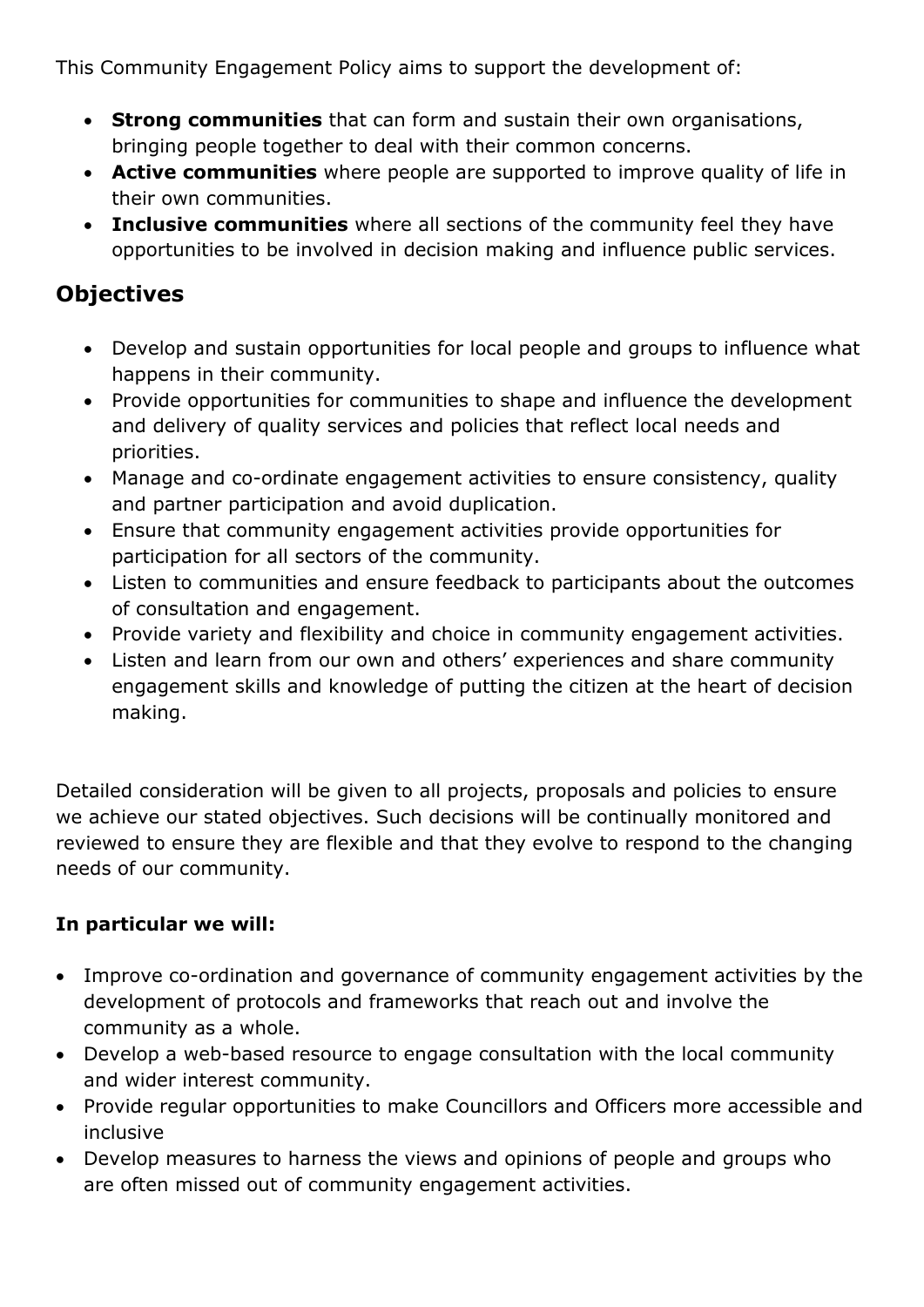This Community Engagement Policy aims to support the development of:

- **Strong communities** that can form and sustain their own organisations, bringing people together to deal with their common concerns.
- **Active communities** where people are supported to improve quality of life in their own communities.
- **Inclusive communities** where all sections of the community feel they have opportunities to be involved in decision making and influence public services.

## Objectives

- Develop and sustain opportunities for local people and groups to influence what happens in their community.
- Provide opportunities for communities to shape and influence the development and delivery of quality services and policies that reflect local needs and priorities.
- Manage and co-ordinate engagement activities to ensure consistency, quality and partner participation and avoid duplication.
- Ensure that community engagement activities provide opportunities for participation for all sectors of the community.
- Listen to communities and ensure feedback to participants about the outcomes of consultation and engagement.
- Provide variety and flexibility and choice in community engagement activities.
- Listen and learn from our own and others' experiences and share community engagement skills and knowledge of putting the citizen at the heart of decision making.

Detailed consideration will be given to all projects, proposals and policies to ensure we achieve our stated objectives. Such decisions will be continually monitored and reviewed to ensure they are flexible and that they evolve to respond to the changing needs of our community.

**In particular we will:**

- Improve co-ordination and governance of community engagement activities by the development of protocols and frameworks that reach out and involve the community as a whole.
- Develop a web-based resource to engage consultation with the local community and wider interest community.
- Provide regular opportunities to make Councillors and Officers more accessible and inclusive
- Develop measures to harness the views and opinions of people and groups who are often missed out of community engagement activities.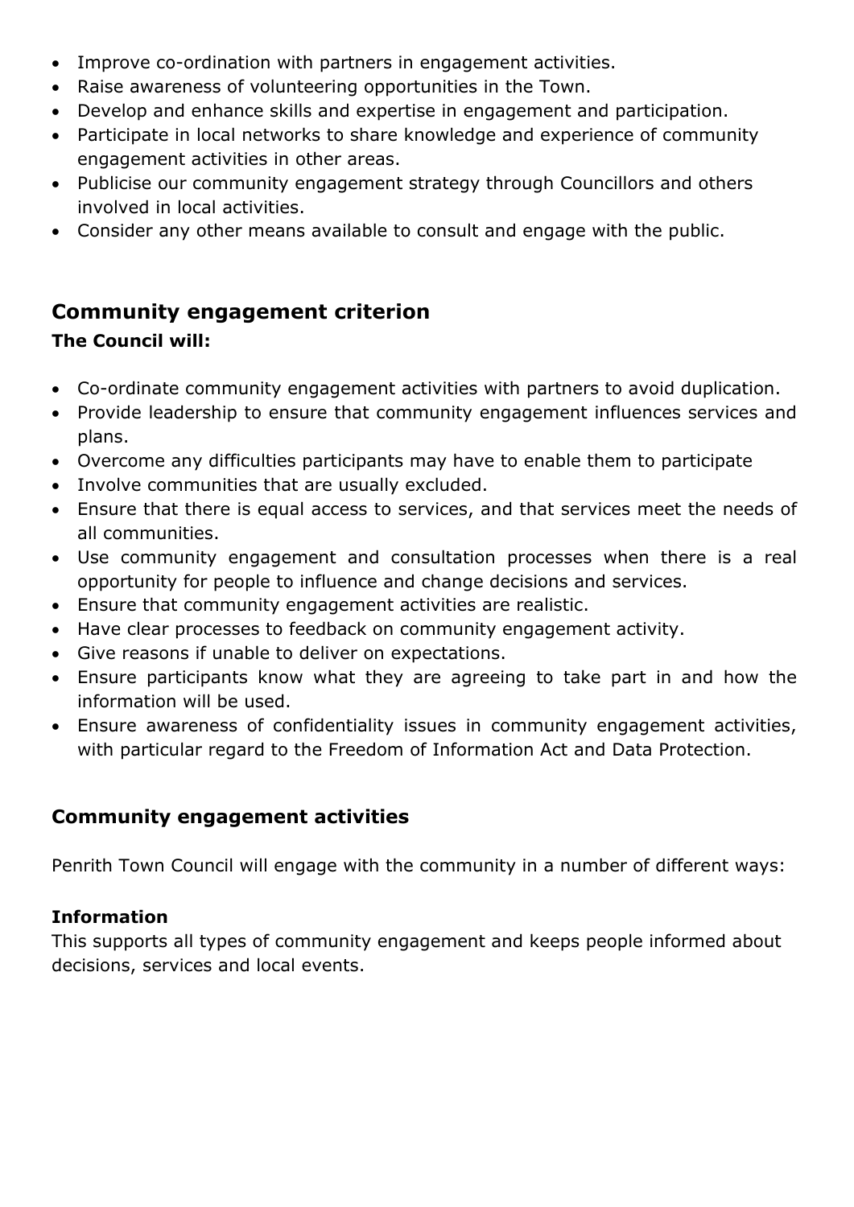- Improve co-ordination with partners in engagement activities.
- Raise awareness of volunteering opportunities in the Town.
- Develop and enhance skills and expertise in engagement and participation.
- Participate in local networks to share knowledge and experience of community engagement activities in other areas.
- Publicise our community engagement strategy through Councillors and others involved in local activities.
- Consider any other means available to consult and engage with the public.

## Community engagement criterion

**The Council will:**

- Co-ordinate community engagement activities with partners to avoid duplication.
- Provide leadership to ensure that community engagement influences services and plans.
- Overcome any difficulties participants may have to enable them to participate
- Involve communities that are usually excluded.
- Ensure that there is equal access to services, and that services meet the needs of all communities.
- Use community engagement and consultation processes when there is a real opportunity for people to influence and change decisions and services.
- Ensure that community engagement activities are realistic.
- Have clear processes to feedback on community engagement activity.
- Give reasons if unable to deliver on expectations.
- Ensure participants know what they are agreeing to take part in and how the information will be used.
- Ensure awareness of confidentiality issues in community engagement activities, with particular regard to the Freedom of Information Act and Data Protection.

## Community engagement activities

Penrith Town Council will engage with the community in a number of different ways:

**Information**

This supports all types of community engagement and keeps people informed about decisions, services and local events.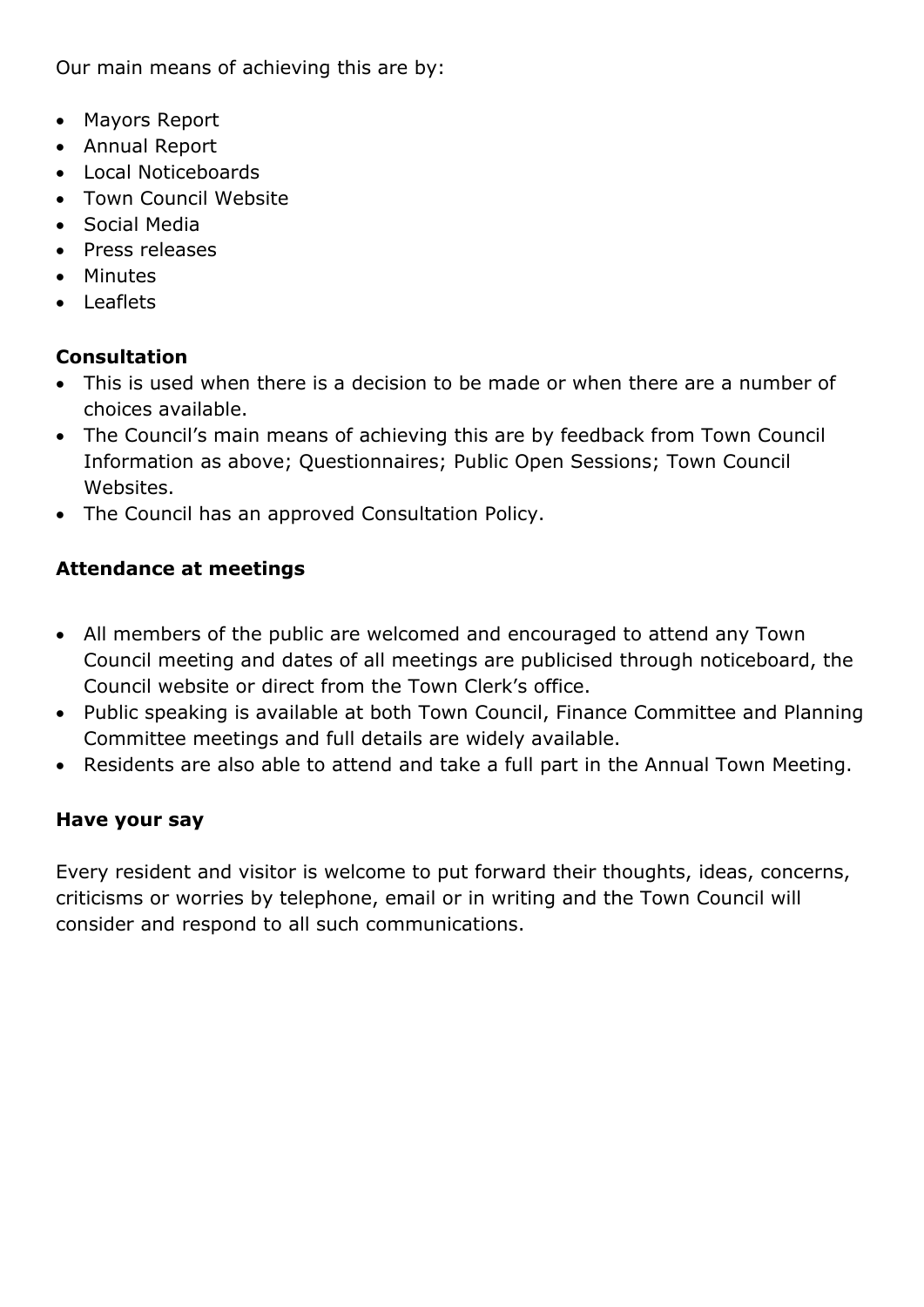Our main means of achieving this are by:

- Mayors Report
- Annual Report
- Local Noticeboards
- Town Council Website
- Social Media
- Press releases
- Minutes
- Leaflets

### Consultation

- This is used when there is a decision to be made or when there are a number of choices available.
- The Council's main means of achieving this are by feedback from Town Council Information as above; Questionnaires; Public Open Sessions; Town Council Websites.
- The Council has an approved Consultation Policy.

### Attendance at meetings

- All members of the public are welcomed and encouraged to attend any Town Council meeting and dates of all meetings are publicised through noticeboard, the Council website or direct from the Town Clerk's office.
- Public speaking is available at both Town Council, Finance Committee and Planning Committee meetings and full details are widely available.
- Residents are also able to attend and take a full part in the Annual Town Meeting.

### Have your say

Every resident and visitor is welcome to put forward their thoughts, ideas, concerns, criticisms or worries by telephone, email or in writing and the Town Council will consider and respond to all such communications.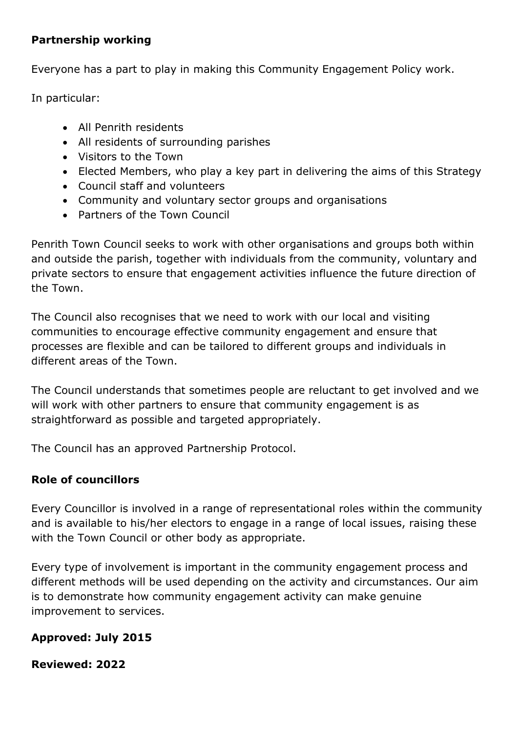**Partnership working**

Everyone has a part to play in making this Community Engagement Policy work.

In particular:

- All Penrith residents
- All residents of surrounding parishes
- Visitors to the Town
- Elected Members, who play a key part in delivering the aims of this Strategy
- Council staff and volunteers
- Community and voluntary sector groups and organisations
- Partners of the Town Council

Penrith Town Council seeks to work with other organisations and groups both within and outside the parish, together with individuals from the community, voluntary and private sectors to ensure that engagement activities influence the future direction of the Town.

The Council also recognises that we need to work with our local and visiting communities to encourage effective community engagement and ensure that processes are flexible and can be tailored to different groups and individuals in different areas of the Town.

The Council understands that sometimes people are reluctant to get involved and we will work with other partners to ensure that community engagement is as straightforward as possible and targeted appropriately.

The Council has an approved Partnership Protocol.

**Role of councillors**

Every Councillor is involved in a range of representational roles within the community and is available to his/her electors to engage in a range of local issues, raising these with the Town Council or other body as appropriate.

Every type of involvement is important in the community engagement process and different methods will be used depending on the activity and circumstances. Our aim is to demonstrate how community engagement activity can make genuine improvement to services.

**Approved: July 2015**

**Reviewed: 2022**